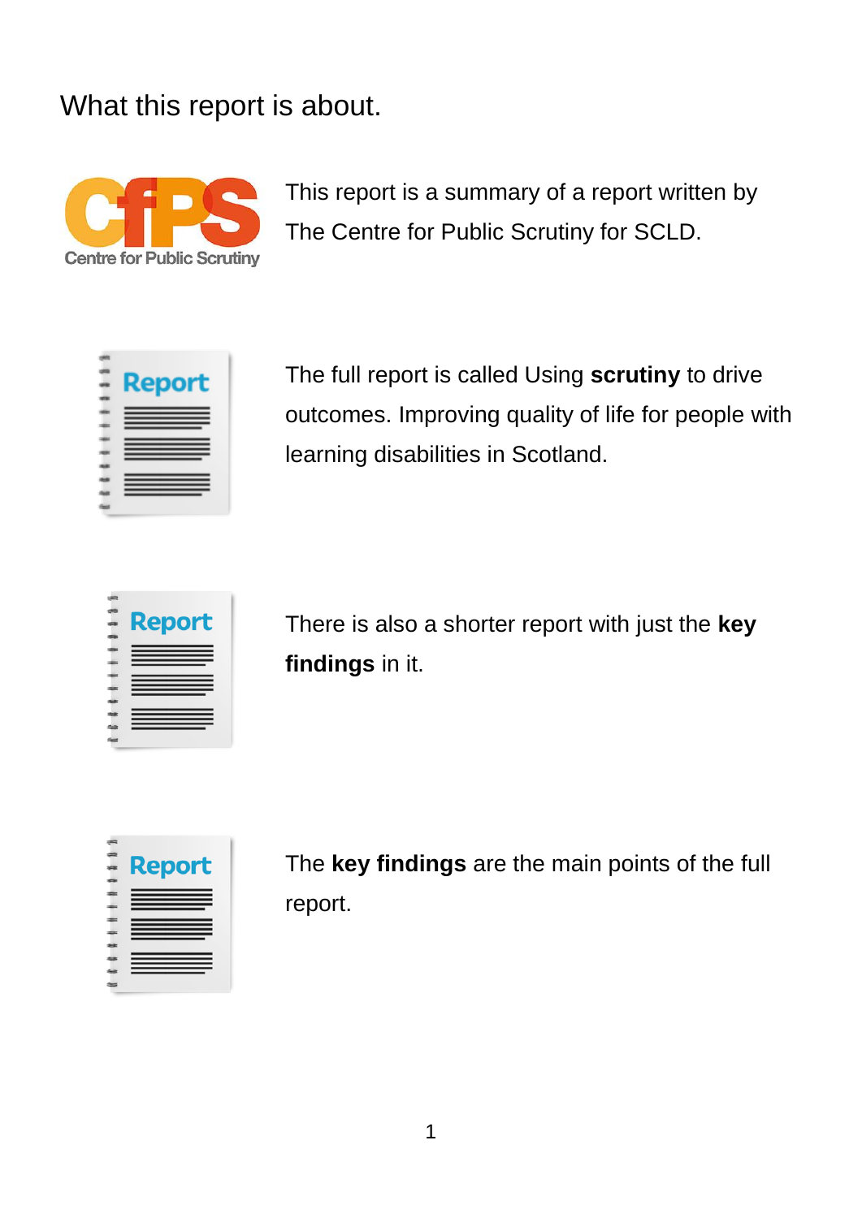# What this report is about.

This report is a summary of a report written by The Centre for Public Scrutiny for SCLD.

The full report is called Using **scrutiny** to drive outcomes. Improving quality of life for people with learning disabilities in Scotland.

There is also a shorter report with just the **key findings** in it.

The **key findings** are the main points of the full report.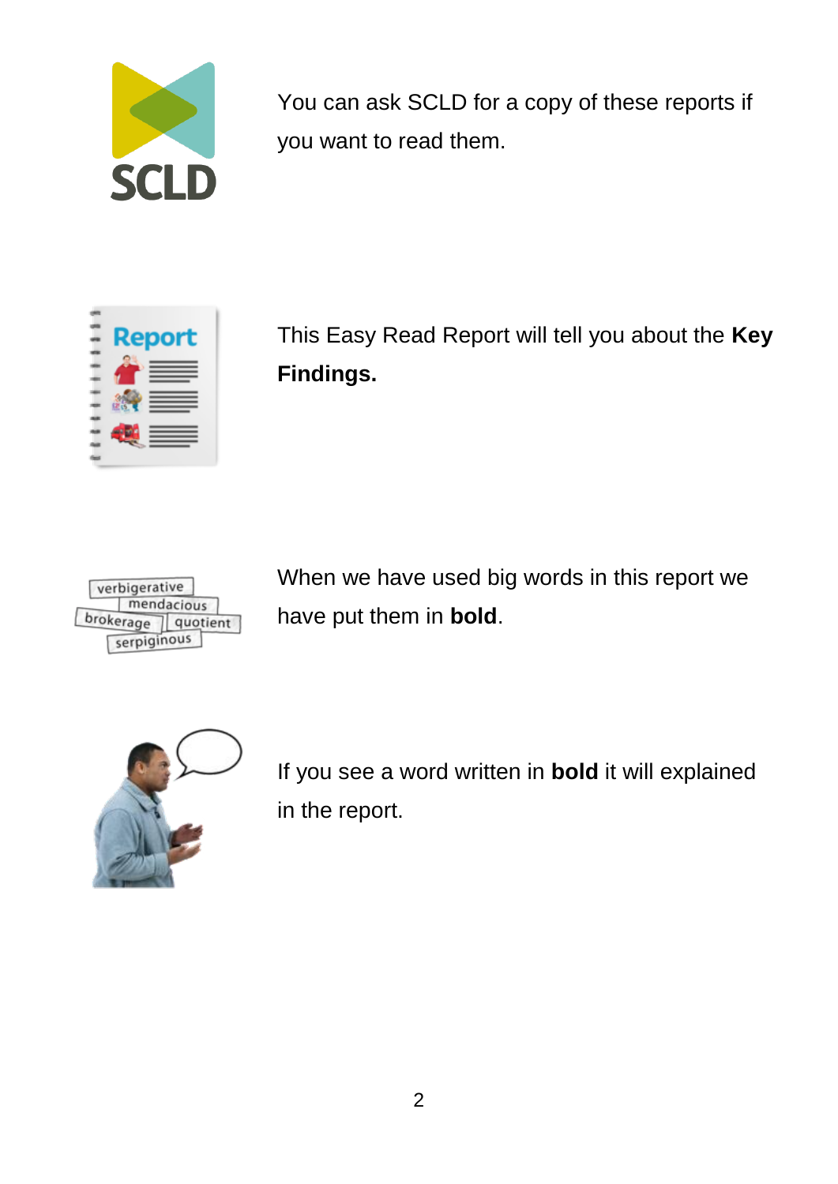You can ask SCLD for a copy of these reports if you want to read them.

This Easy Read Report will tell you about the **Key Findings.**

When we have used big words in this report we have put them in **bold**.

If you see a word written in **bold** it will explained in the report.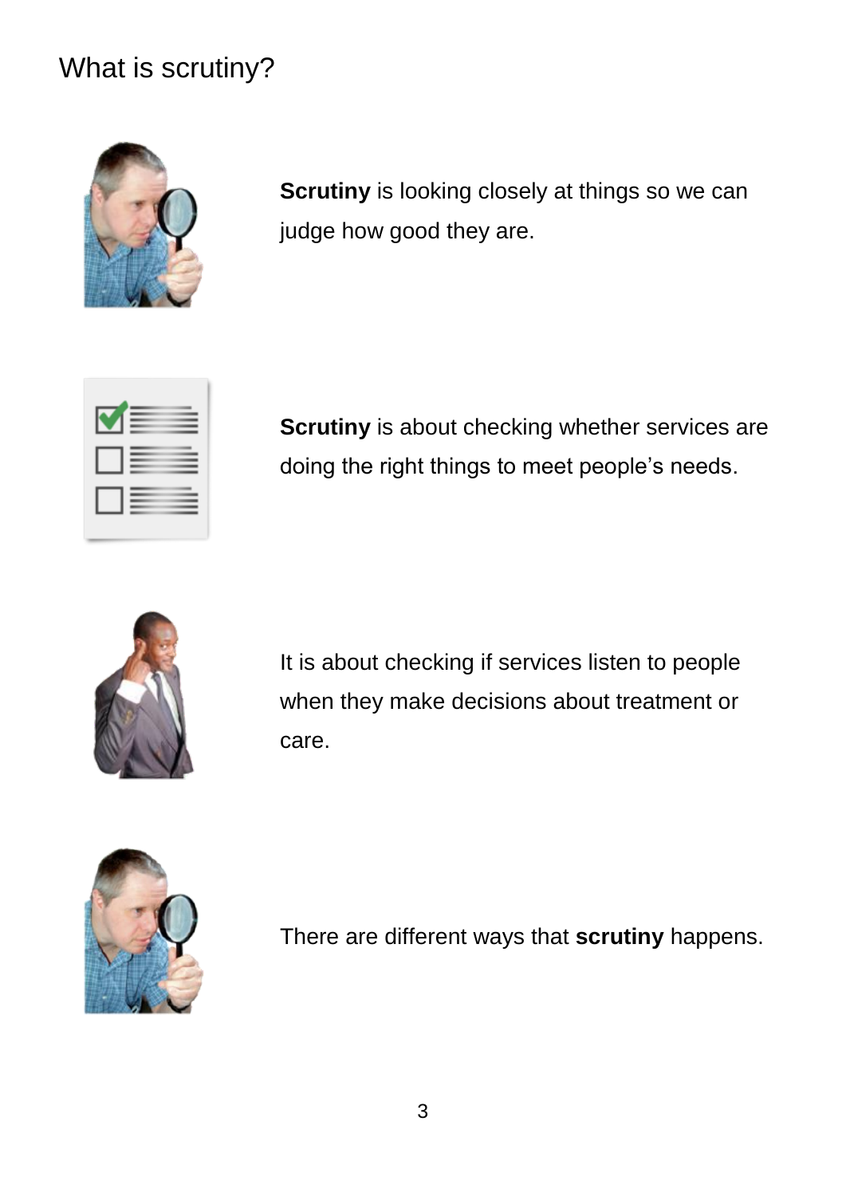# What is scrutiny?

**Scrutiny** is looking closely at things so we can judge how good they are.

**Scrutiny** is about checking whether services are doing the right things to meet people's needs.

It is about checking if services listen to people when they make decisions about treatment or care.

There are different ways that **scrutiny** happens.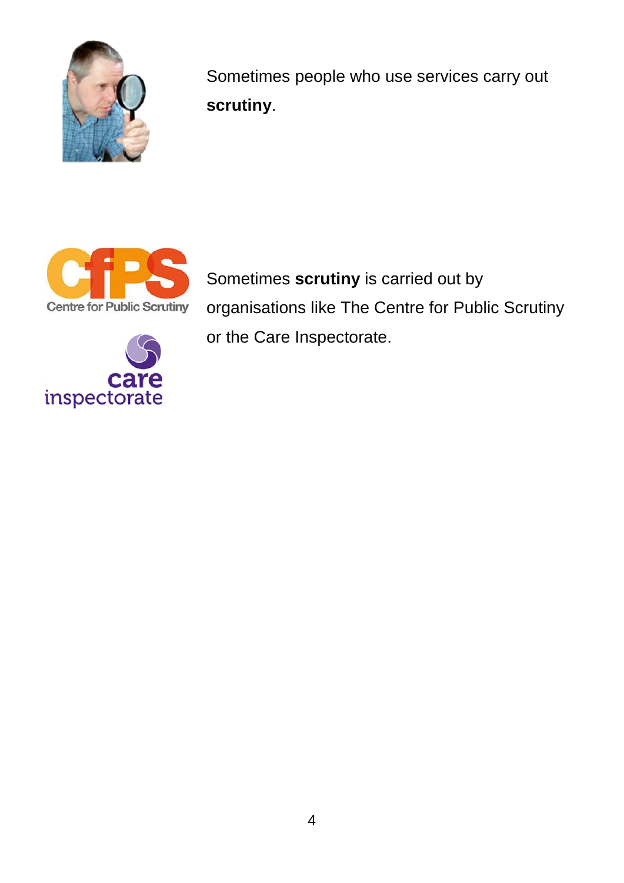Sometimes people who use services carry out **scrutiny**.

Sometimes **scrutiny** is carried out by organisations like The Centre for Public Scrutiny or the Care Inspectorate.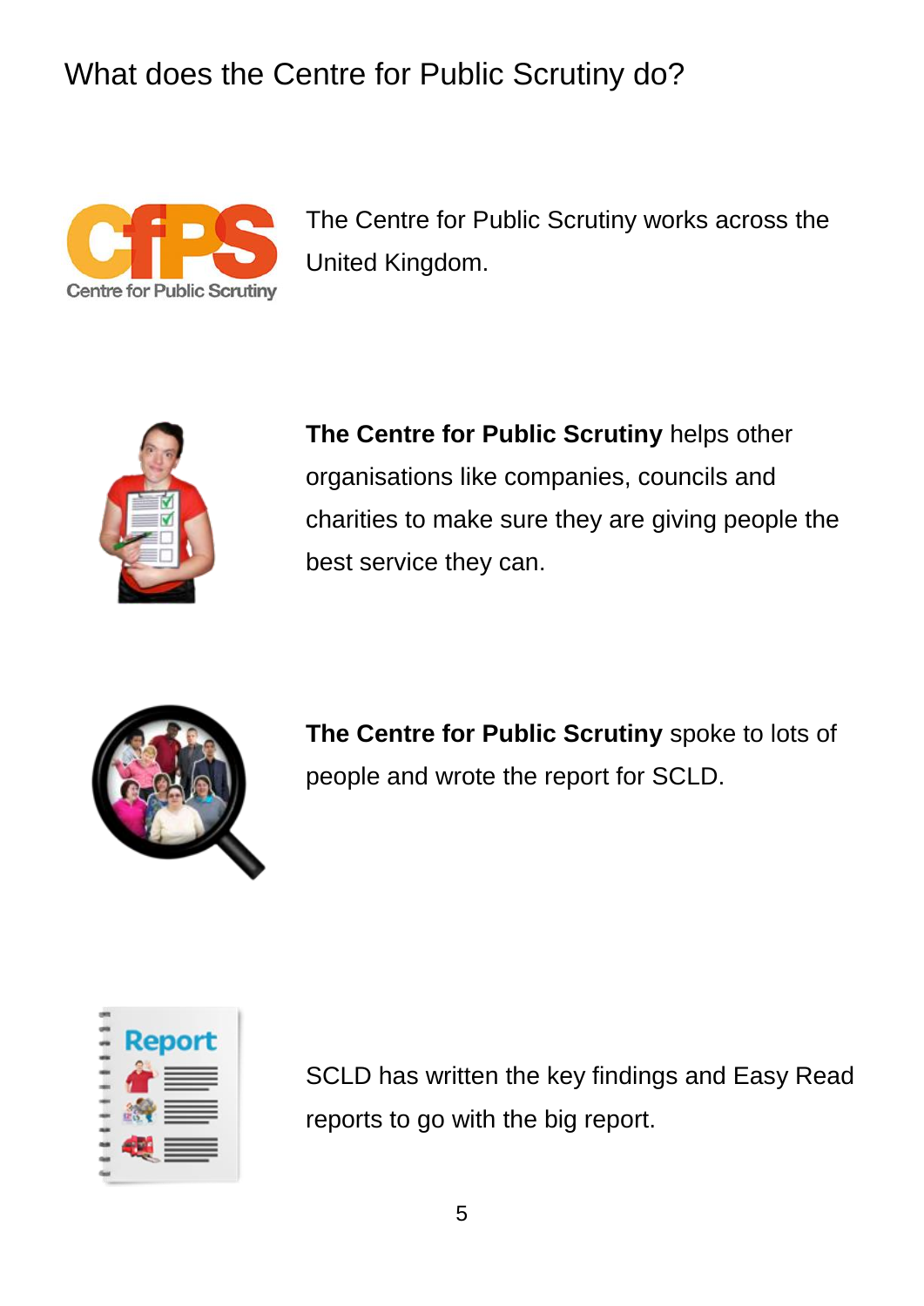# What does the Centre for Public Scrutiny do?

The Centre for Public Scrutiny works across the United Kingdom.

**The Centre for Public Scrutiny** helps other organisations like companies, councils and charities to make sure they are giving people the best service they can.

**The Centre for Public Scrutiny** spoke to lots of people and wrote the report for SCLD.

SCLD has written the key findings and Easy Read reports to go with the big report.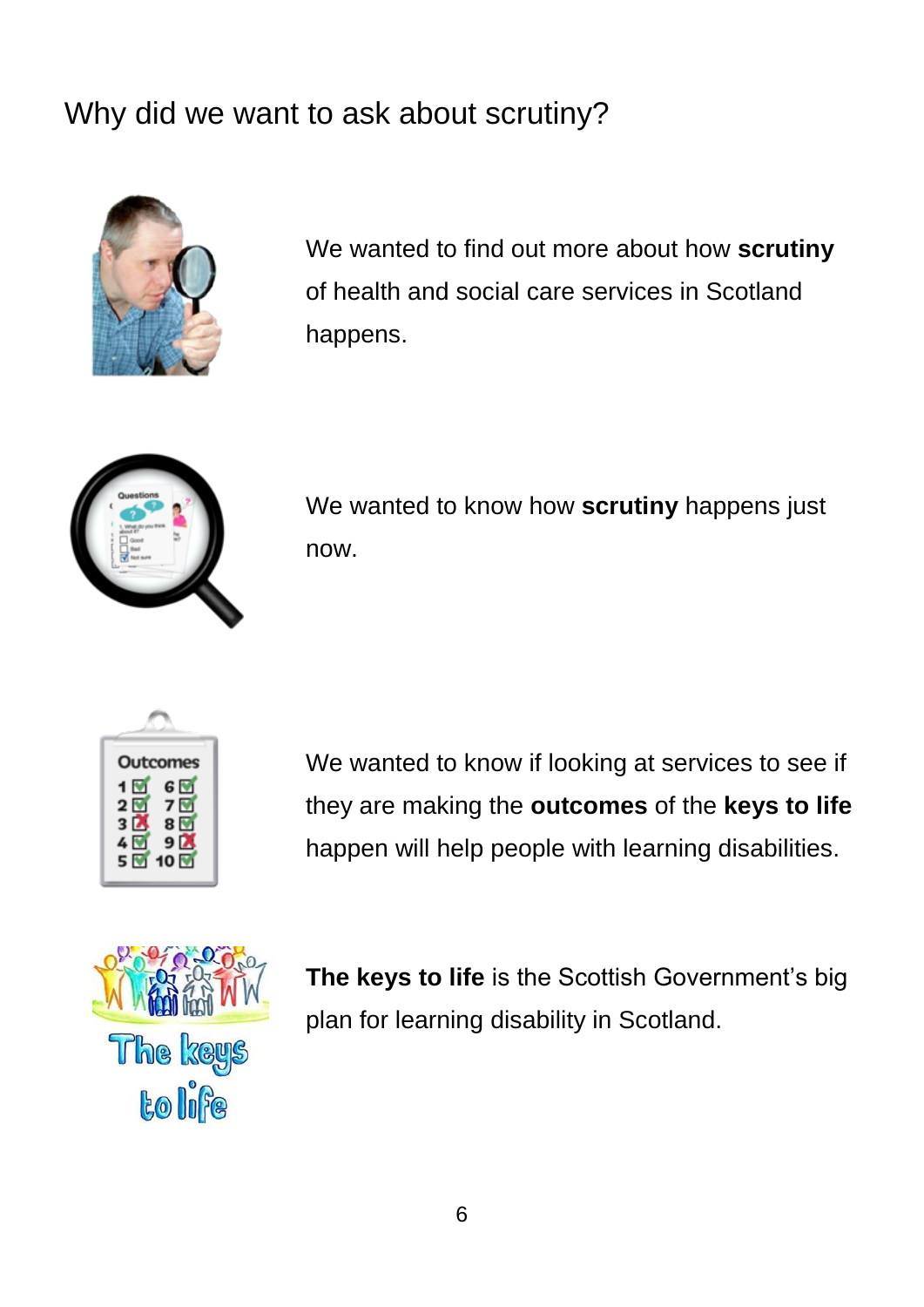## Why did we want to ask about scrutiny?

We wanted to find out more about how **scrutiny** of health and social care services in Scotland happens.

We wanted to know how **scrutiny** happens just now.

We wanted to know if looking at services to see if they are making the **outcomes** of the **keys to life** happen will help people with learning disabilities.

**The keys to life** is the Scottish Government's big plan for learning disability in Scotland.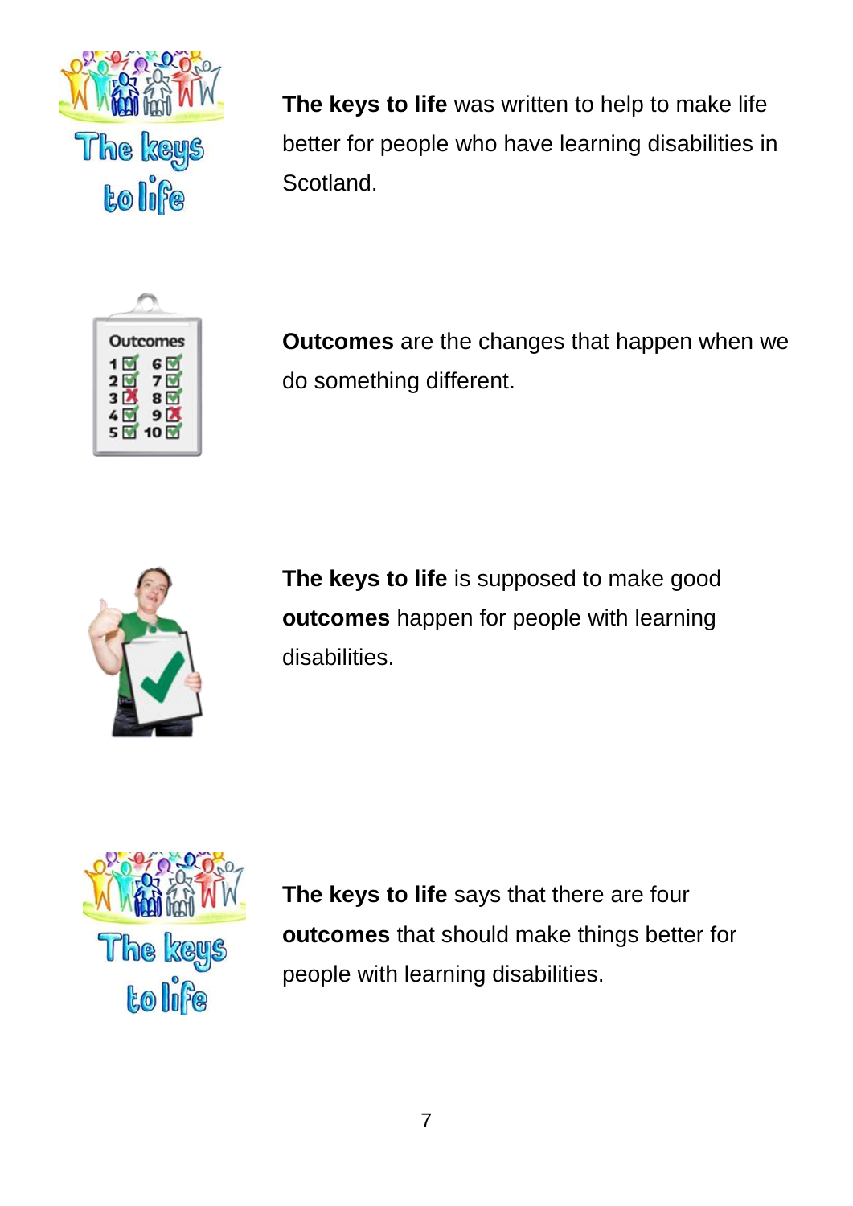**The keys to life** was written to help to make life better for people who have learning disabilities in Scotland.

**Outcomes** are the changes that happen when we do something different.

**The keys to life** is supposed to make good **outcomes** happen for people with learning disabilities.

**The keys to life** says that there are four **outcomes** that should make things better for people with learning disabilities.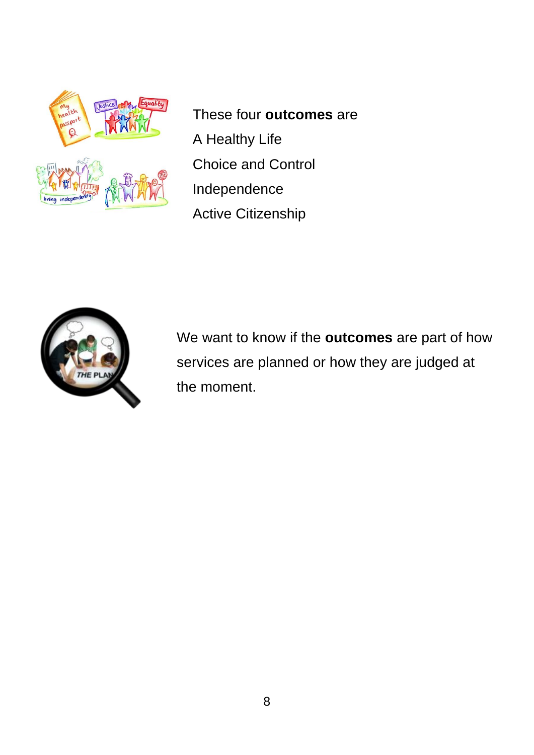These four **outcomes** are

A Healthy Life

Choice and Control

Independence

Active Citizenship

We want to know if the **outcomes** are part of how services are planned or how they are judged at the moment.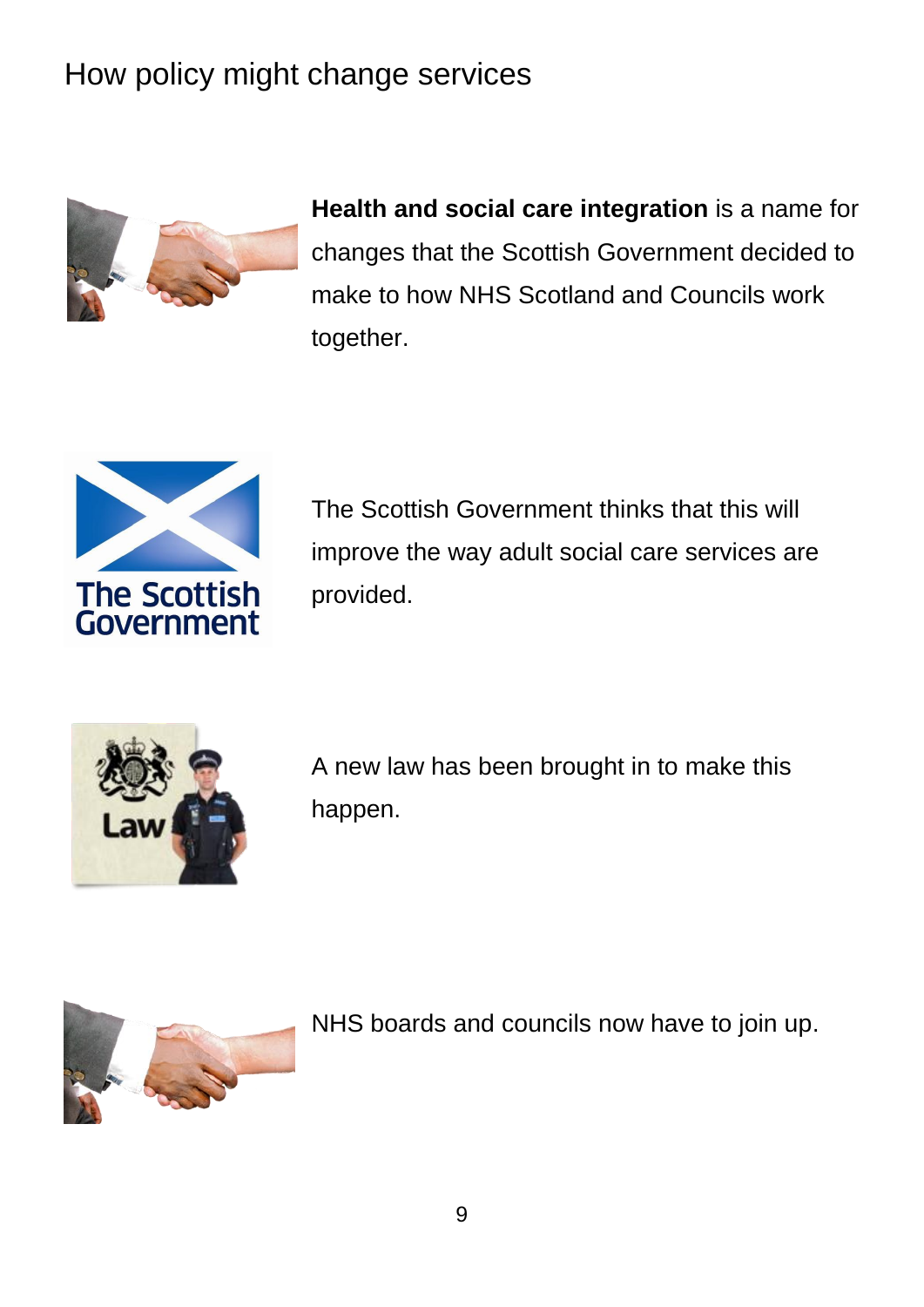# How policy might change services

**Health and social care integration** is a name for changes that the Scottish Government decided to make to how NHS Scotland and Councils work together.

The Scottish Government thinks that this will improve the way adult social care services are provided.

A new law has been brought in to make this happen.

NHS boards and councils now have to join up.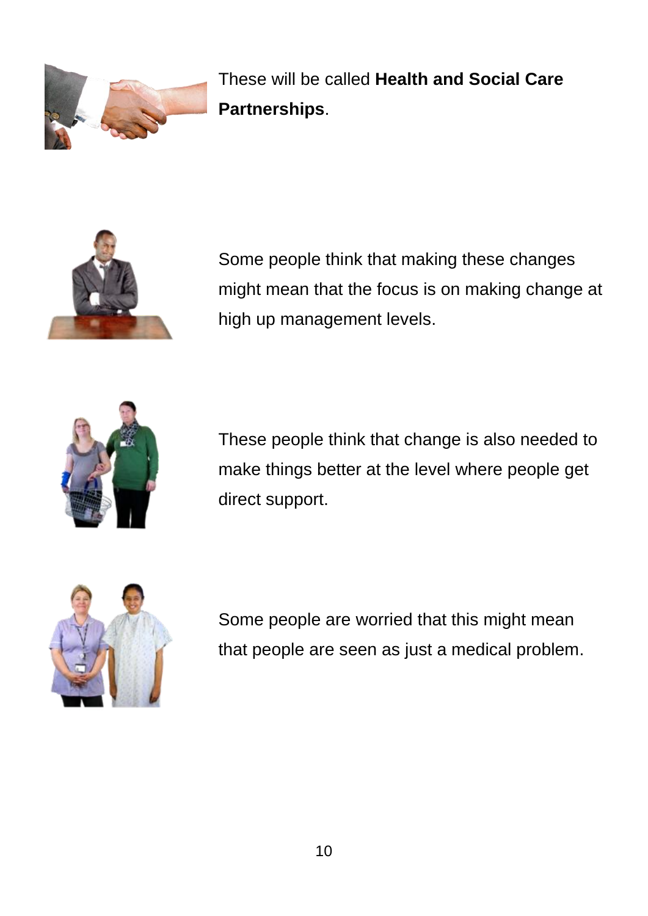These will be called **Health and Social Care Partnerships**.

Some people think that making these changes might mean that the focus is on making change at high up management levels.

These people think that change is also needed to make things better at the level where people get direct support.

Some people are worried that this might mean that people are seen as just a medical problem.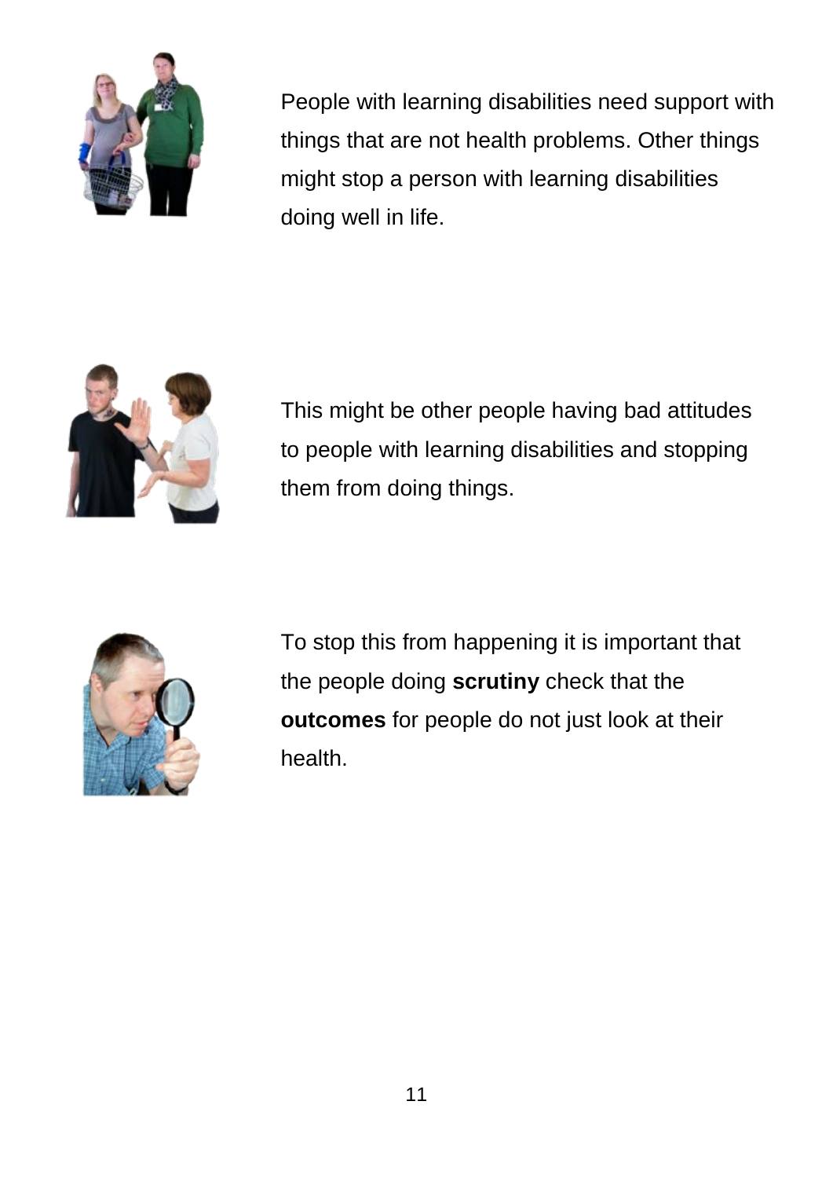People with learning disabilities need support with things that are not health problems. Other things might stop a person with learning disabilities doing well in life.

This might be other people having bad attitudes to people with learning disabilities and stopping them from doing things.

To stop this from happening it is important that the people doing **scrutiny** check that the **outcomes** for people do not just look at their health.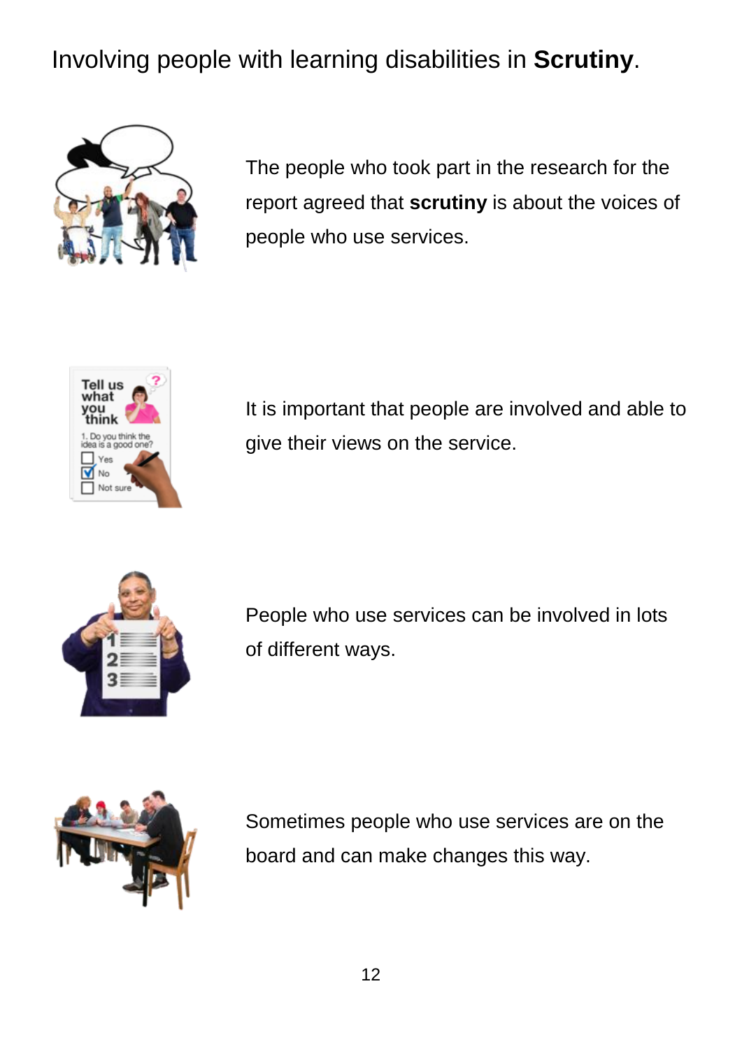Involving people with learning disabilities in **Scrutiny**.

The people who took part in the research for the report agreed that **scrutiny** is about the voices of people who use services.

It is important that people are involved and able to give their views on the service.

People who use services can be involved in lots of different ways.

Sometimes people who use services are on the board and can make changes this way.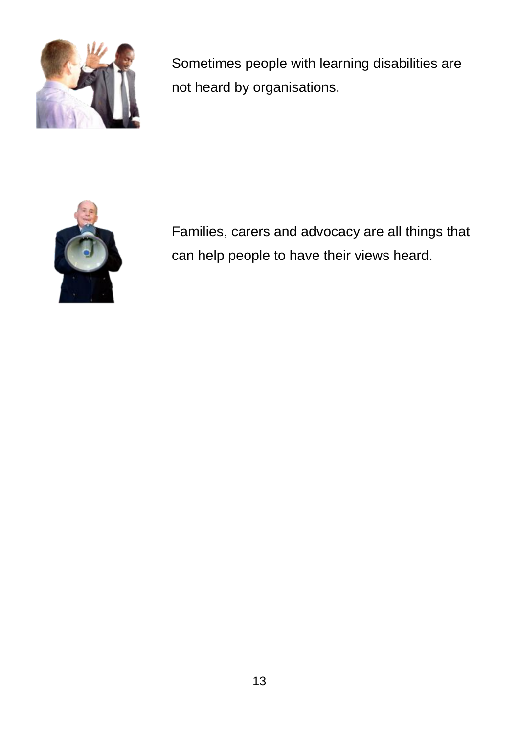Sometimes people with learning disabilities are not heard by organisations.

Families, carers and advocacy are all things that can help people to have their views heard.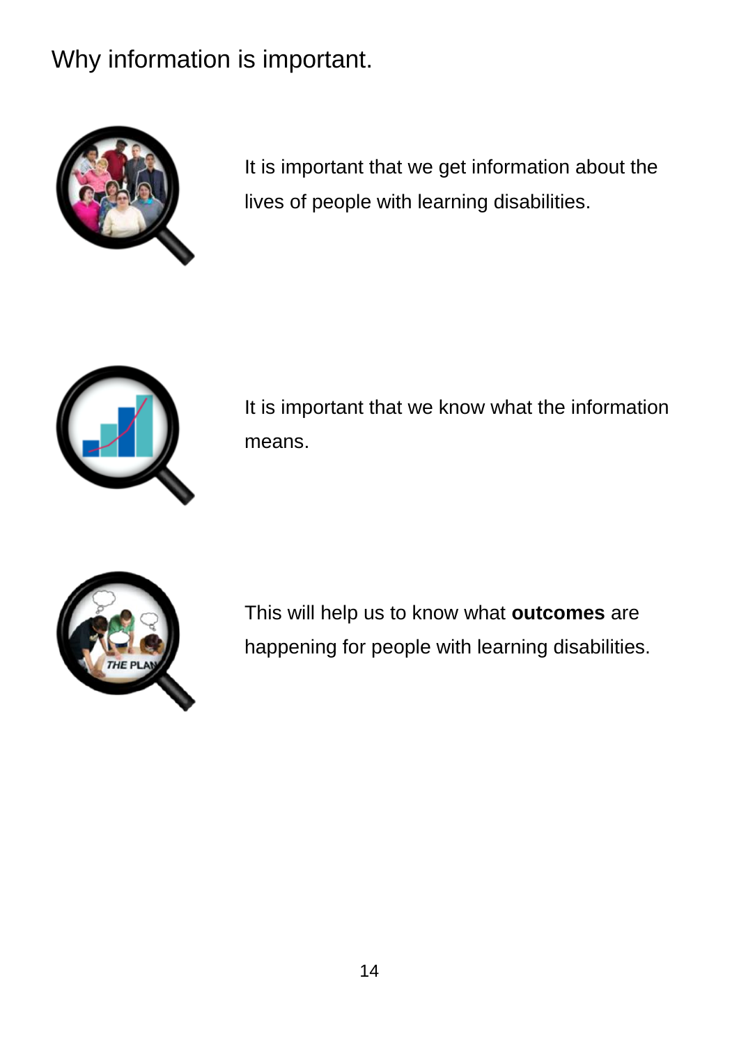# Why information is important.

It is important that we get information about the lives of people with learning disabilities.

It is important that we know what the information means.

This will help us to know what **outcomes** are happening for people with learning disabilities.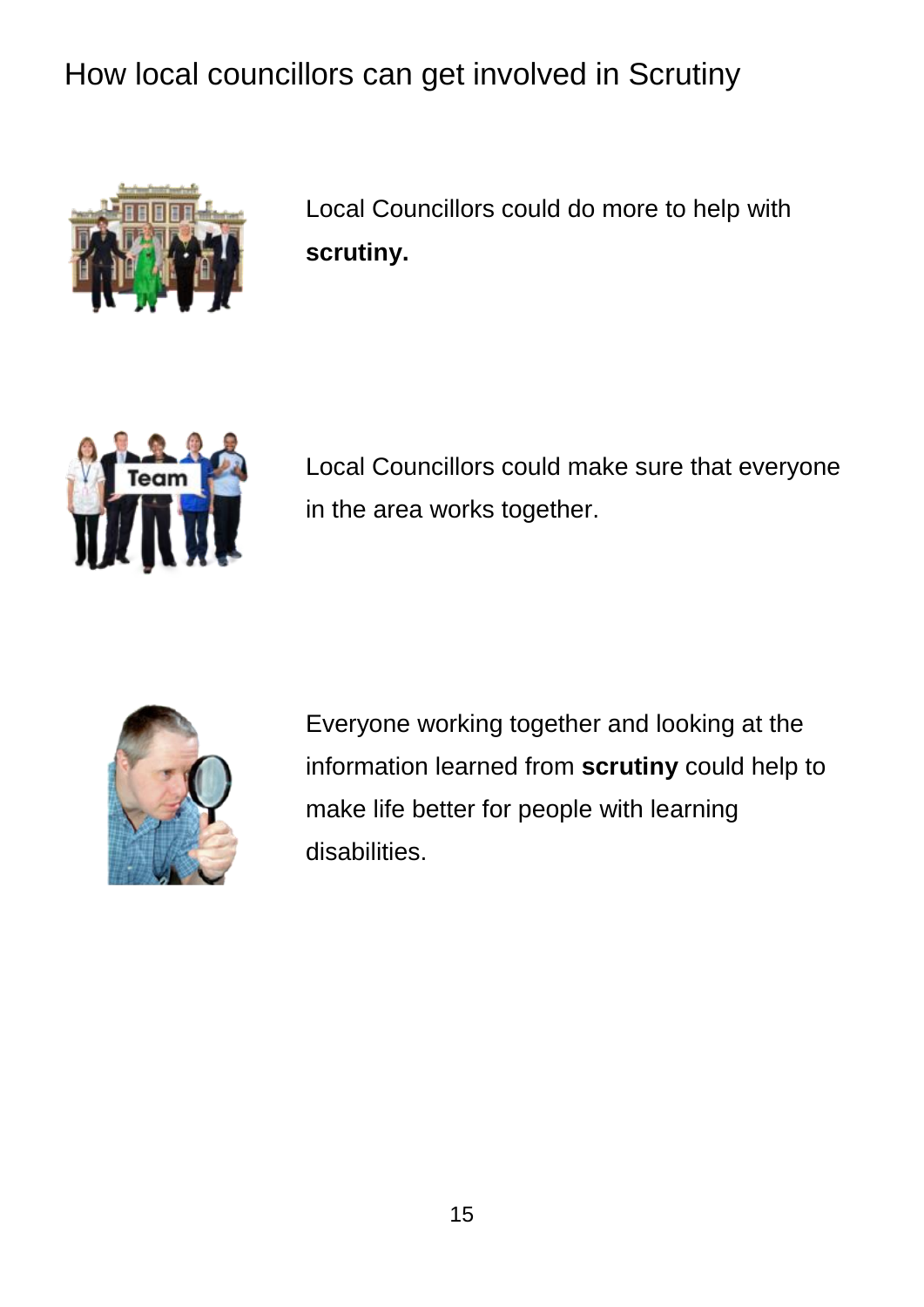# How local councillors can get involved in Scrutiny

Local Councillors could do more to help with **scrutiny.**

Local Councillors could make sure that everyone in the area works together.

Everyone working together and looking at the information learned from **scrutiny** could help to make life better for people with learning disabilities.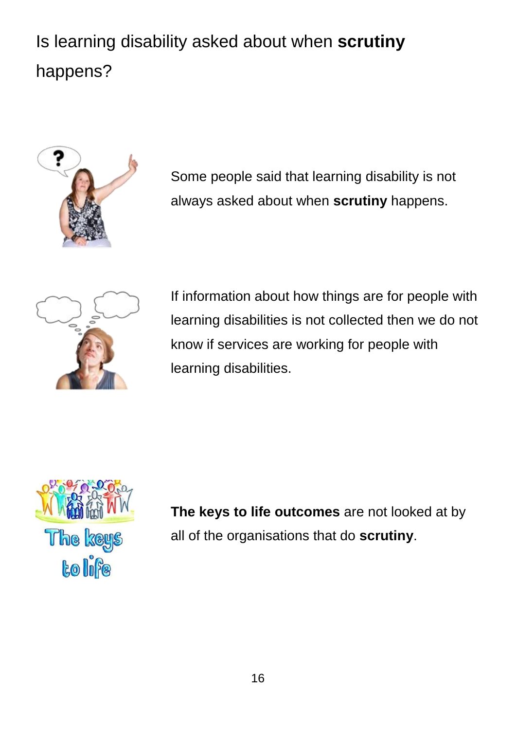# Is learning disability asked about when **scrutiny** happens?

Some people said that learning disability is not always asked about when **scrutiny** happens.

If information about how things are for people with learning disabilities is not collected then we do not know if services are working for people with learning disabilities.

**The keys to life outcomes** are not looked at by all of the organisations that do **scrutiny**.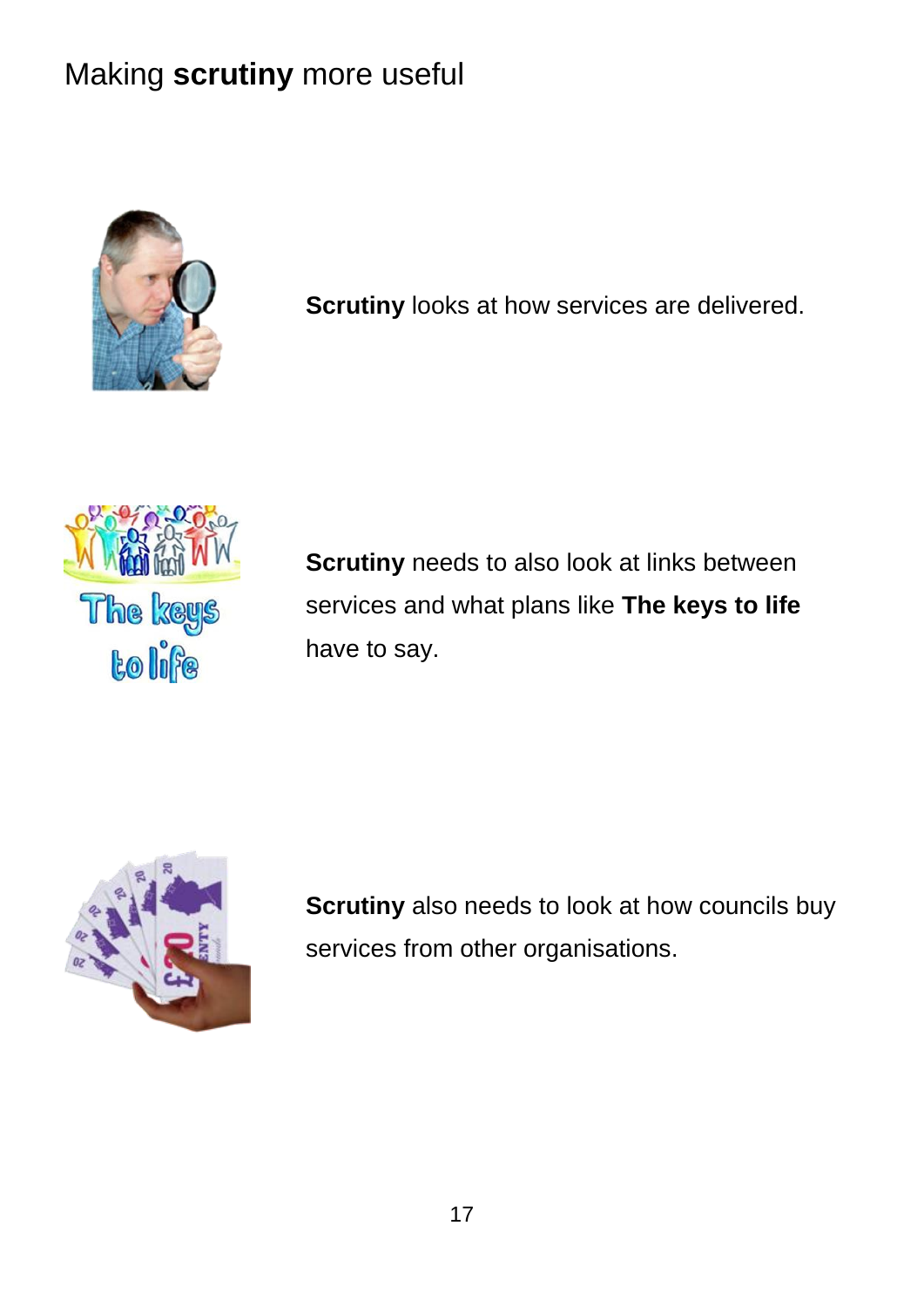# Making **scrutiny** more useful

**Scrutiny** looks at how services are delivered.

**Scrutiny** needs to also look at links between services and what plans like **The keys to life** have to say.

**Scrutiny** also needs to look at how councils buy services from other organisations.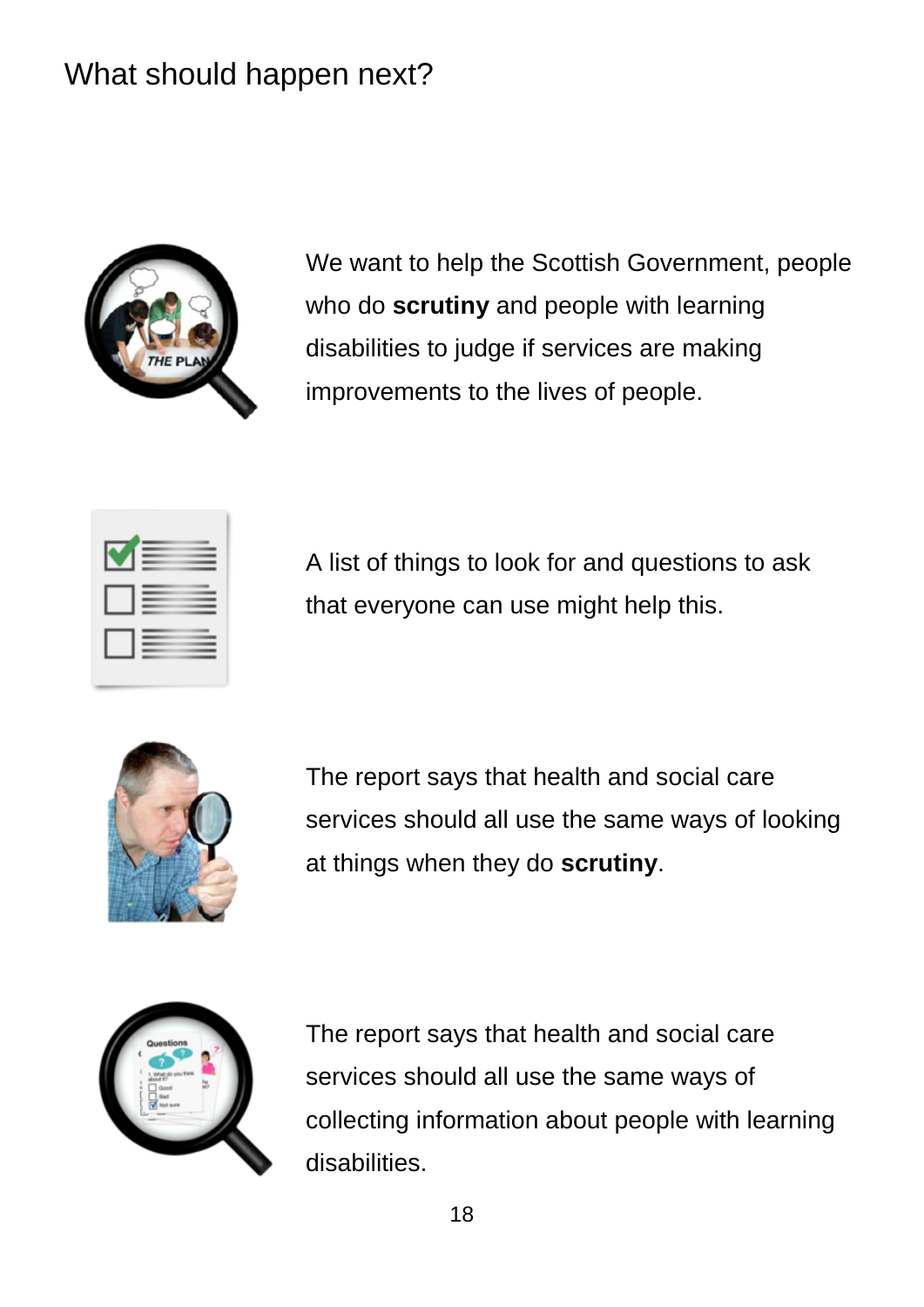# What should happen next?

We want to help the Scottish Government, people who do **scrutiny** and people with learning disabilities to judge if services are making improvements to the lives of people.

A list of things to look for and questions to ask that everyone can use might help this.

The report says that health and social care services should all use the same ways of looking at things when they do **scrutiny**.

The report says that health and social care services should all use the same ways of collecting information about people with learning disabilities.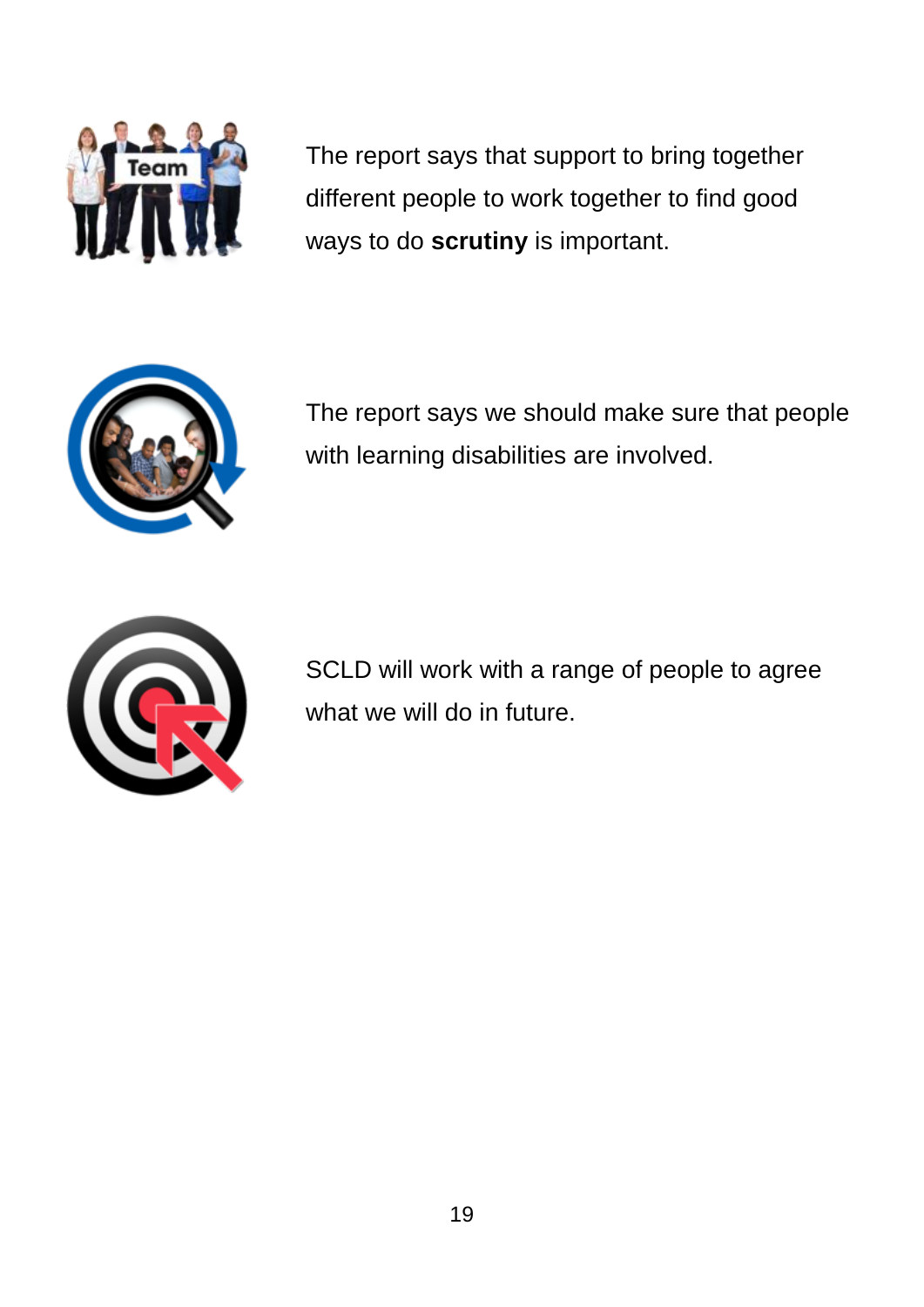The report says that support to bring together different people to work together to find good ways to do **scrutiny** is important.

The report says we should make sure that people with learning disabilities are involved.

SCLD will work with a range of people to agree what we will do in future.